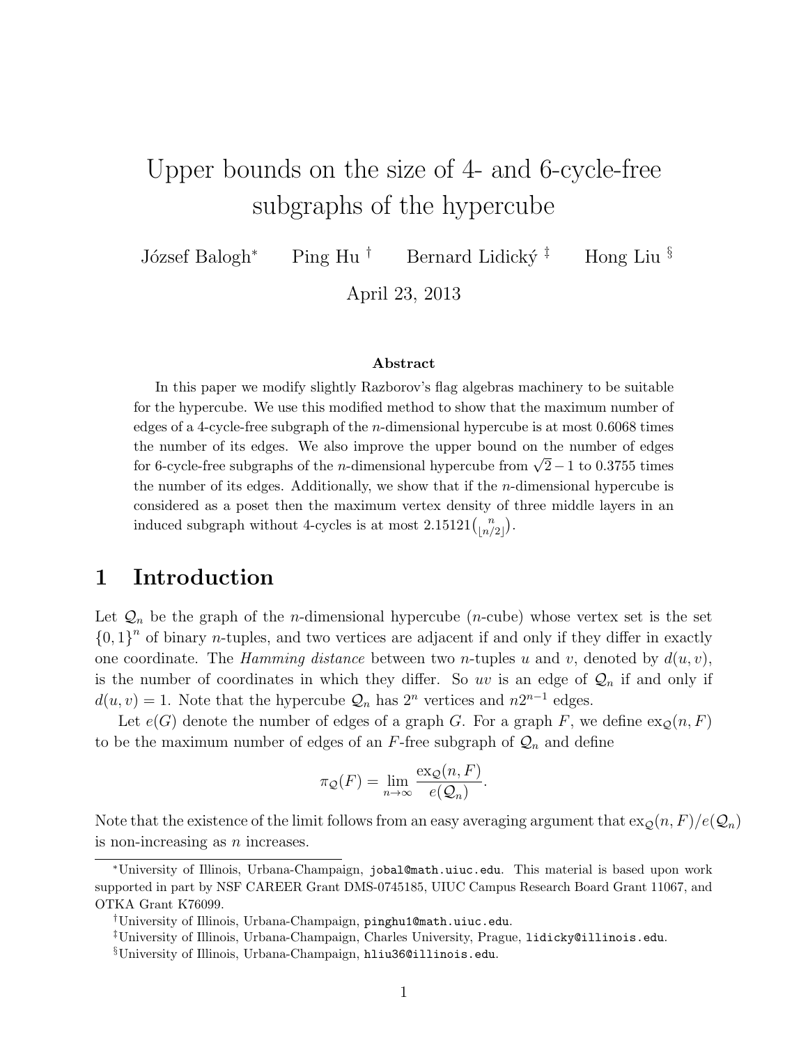# Upper bounds on the size of 4- and 6-cycle-free subgraphs of the hypercube

József Balogh[*] Ping Hu[†] Bernard Lidický[‡] Hong Liu[§]

April 23, 2013

**Abstract**

In this paper we modify slightly Razborov's flag algebras machinery to be suitable for the hypercube. We use this modified method to show that the maximum number of edges of a 4-cycle-free subgraph of the $n$-dimensional hypercube is at most 0.6068 times the number of its edges. We also improve the upper bound on the number of edges for 6-cycle-free subgraphs of the $n$-dimensional hypercube from $\sqrt{2} - 1$ to 0.3755 times the number of its edges. Additionally, we show that if the $n$-dimensional hypercube is considered as a poset then the maximum vertex density of three middle layers in an induced subgraph without 4-cycles is at most $2.15121\binom{n}{\lfloor n/2 \rfloor}$.

## 1 Introduction

Let $\mathcal{Q}_n$ be the graph of the $n$-dimensional hypercube ($n$-cube) whose vertex set is the set $\{0, 1\}^n$ of binary $n$-tuples, and two vertices are adjacent if and only if they differ in exactly one coordinate. The *Hamming distance* between two $n$-tuples $u$ and $v$, denoted by $d(u, v)$, is the number of coordinates in which they differ. So $uv$ is an edge of $\mathcal{Q}_n$ if and only if $d(u, v) = 1$. Note that the hypercube $\mathcal{Q}_n$ has $2^n$ vertices and $n2^{n-1}$ edges.

Let $e(G)$ denote the number of edges of a graph $G$. For a graph $F$, we define $\mathrm{ex}_{\mathcal{Q}}(n, F)$ to be the maximum number of edges of an $F$-free subgraph of $\mathcal{Q}_n$ and define

$$\pi_{\mathcal{Q}}(F) = \lim_{n\to\infty} \frac{\mathrm{ex}_{\mathcal{Q}}(n, F)}{e(\mathcal{Q}_n)}.$$

Note that the existence of the limit follows from an easy averaging argument that $\mathrm{ex}_{\mathcal{Q}}(n, F)/e(\mathcal{Q}_n)$ is non-increasing as $n$ increases.

---

[*] University of Illinois, Urbana-Champaign, jobal@math.uiuc.edu. This material is based upon work supported in part by NSF CAREER Grant DMS-0745185, UIUC Campus Research Board Grant 11067, and OTKA Grant K76099.

[†] University of Illinois, Urbana-Champaign, pinghu1@math.uiuc.edu.

[‡] University of Illinois, Urbana-Champaign, Charles University, Prague, lidicky@illinois.edu.

[§] University of Illinois, Urbana-Champaign, hliu36@illinois.edu.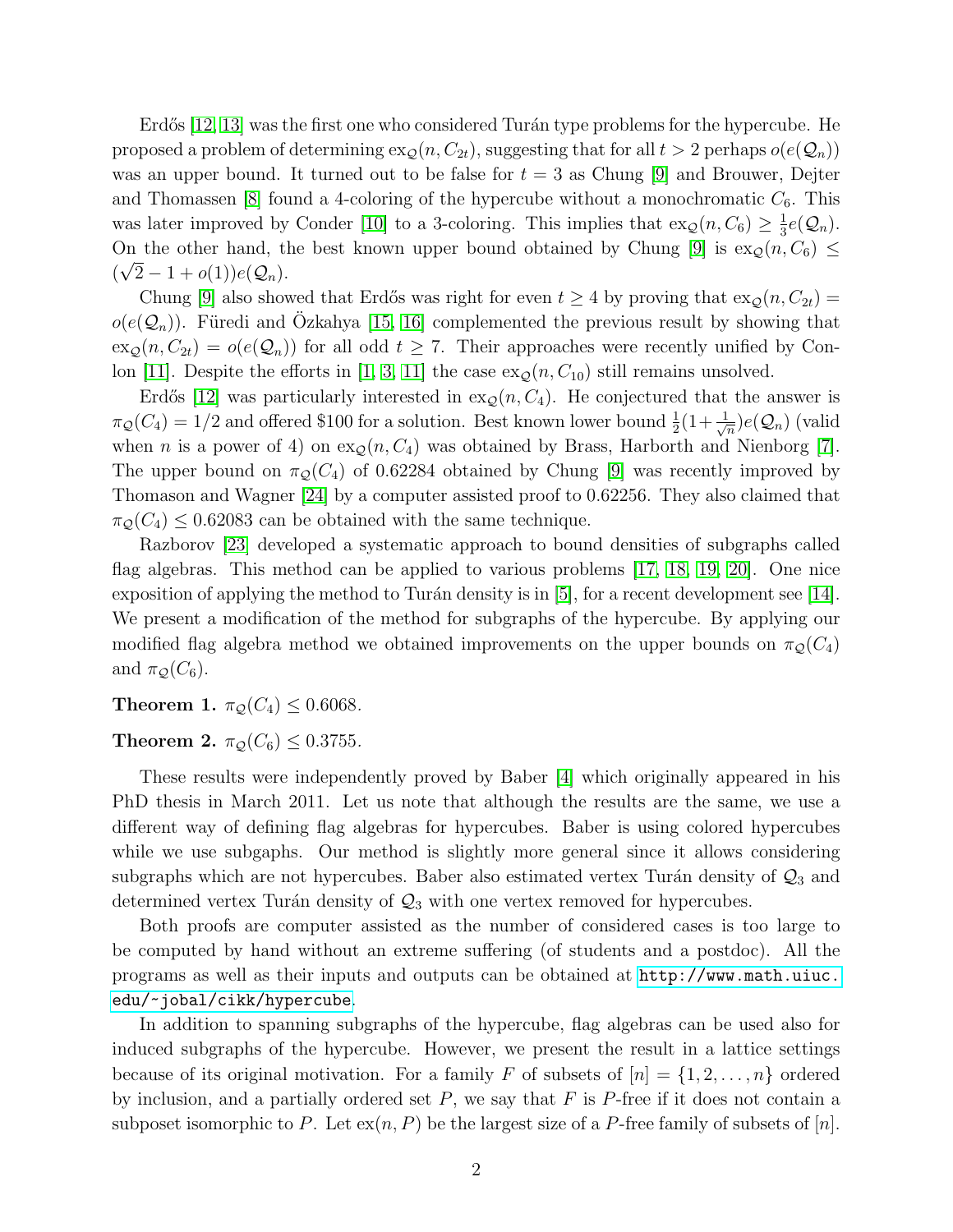Erdős [12, 13] was the first one who considered Turán type problems for the hypercube. He proposed a problem of determining $\mathrm{ex}_{\mathcal{Q}}(n, C_{2t})$, suggesting that for all $t > 2$ perhaps $o(e(\mathcal{Q}_n))$ was an upper bound. It turned out to be false for $t = 3$ as Chung [9] and Brouwer, Dejter and Thomassen [8] found a 4-coloring of the hypercube without a monochromatic $C_6$. This was later improved by Conder [10] to a 3-coloring. This implies that $\mathrm{ex}_{\mathcal{Q}}(n, C_6) \geq \frac{1}{3}e(\mathcal{Q}_n)$. On the other hand, the best known upper bound obtained by Chung [9] is $\mathrm{ex}_{\mathcal{Q}}(n, C_6) \leq (\sqrt{2} - 1 + o(1))e(\mathcal{Q}_n)$.

Chung [9] also showed that Erdős was right for even $t \geq 4$ by proving that $\mathrm{ex}_{\mathcal{Q}}(n, C_{2t}) = o(e(\mathcal{Q}_n))$. Füredi and Özkahya [15, 16] complemented the previous result by showing that $\mathrm{ex}_{\mathcal{Q}}(n, C_{2t}) = o(e(\mathcal{Q}_n))$ for all odd $t \geq 7$. Their approaches were recently unified by Conlon [11]. Despite the efforts in [1, 3, 11] the case $\mathrm{ex}_{\mathcal{Q}}(n, C_{10})$ still remains unsolved.

Erdős [12] was particularly interested in $\mathrm{ex}_{\mathcal{Q}}(n, C_4)$. He conjectured that the answer is $\pi_{\mathcal{Q}}(C_4) = 1/2$ and offered \$100 for a solution. Best known lower bound $\frac{1}{2}(1 + \frac{1}{\sqrt{n}})e(\mathcal{Q}_n)$ (valid when $n$ is a power of 4) on $\mathrm{ex}_{\mathcal{Q}}(n, C_4)$ was obtained by Brass, Harborth and Nienborg [7]. The upper bound on $\pi_{\mathcal{Q}}(C_4)$ of 0.62284 obtained by Chung [9] was recently improved by Thomason and Wagner [24] by a computer assisted proof to 0.62256. They also claimed that $\pi_{\mathcal{Q}}(C_4) \leq 0.62083$ can be obtained with the same technique.

Razborov [23] developed a systematic approach to bound densities of subgraphs called flag algebras. This method can be applied to various problems [17, 18, 19, 20]. One nice exposition of applying the method to Turán density is in [5], for a recent development see [14]. We present a modification of the method for subgraphs of the hypercube. By applying our modified flag algebra method we obtained improvements on the upper bounds on $\pi_{\mathcal{Q}}(C_4)$ and $\pi_{\mathcal{Q}}(C_6)$.

**Theorem 1.** $\pi_{\mathcal{Q}}(C_4) \leq 0.6068$.

**Theorem 2.** $\pi_{\mathcal{Q}}(C_6) \leq 0.3755$.

These results were independently proved by Baber [4] which originally appeared in his PhD thesis in March 2011. Let us note that although the results are the same, we use a different way of defining flag algebras for hypercubes. Baber is using colored hypercubes while we use subgaphs. Our method is slightly more general since it allows considering subgraphs which are not hypercubes. Baber also estimated vertex Turán density of $\mathcal{Q}_3$ and determined vertex Turán density of $\mathcal{Q}_3$ with one vertex removed for hypercubes.

Both proofs are computer assisted as the number of considered cases is too large to be computed by hand without an extreme suffering (of students and a postdoc). All the programs as well as their inputs and outputs can be obtained at http://www.math.uiuc.edu/~jobal/cikk/hypercube.

In addition to spanning subgraphs of the hypercube, flag algebras can be used also for induced subgraphs of the hypercube. However, we present the result in a lattice settings because of its original motivation. For a family $F$ of subsets of $[n] = \{1, 2, \ldots, n\}$ ordered by inclusion, and a partially ordered set $P$, we say that $F$ is $P$-free if it does not contain a subposet isomorphic to $P$. Let $\mathrm{ex}(n, P)$ be the largest size of a $P$-free family of subsets of $[n]$.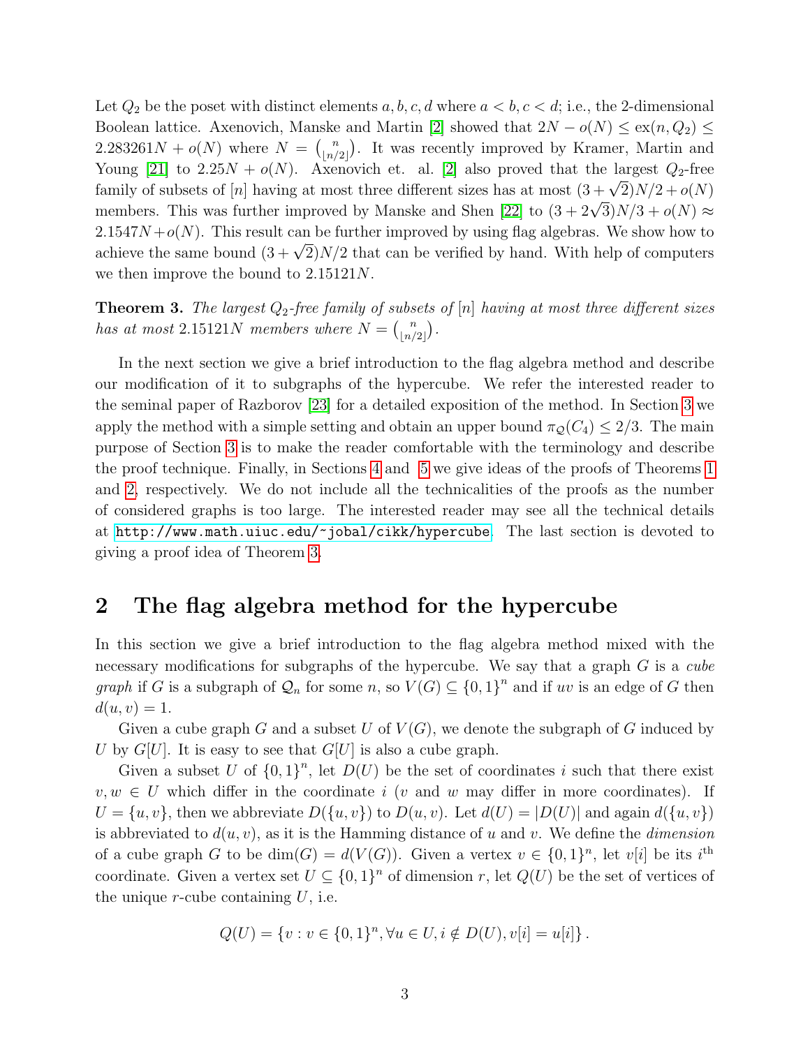Let $Q_2$ be the poset with distinct elements $a, b, c, d$ where $a < b, c < d$; i.e., the 2-dimensional Boolean lattice. Axenovich, Manske and Martin [2] showed that $2N - o(N) \leq \text{ex}(n, Q_2) \leq 2.283261N + o(N)$ where $N = \binom{n}{\lfloor n/2 \rfloor}$. It was recently improved by Kramer, Martin and Young [21] to $2.25N + o(N)$. Axenovich et. al. [2] also proved that the largest $Q_2$-free family of subsets of $[n]$ having at most three different sizes has at most $(3+\sqrt{2})N/2 + o(N)$ members. This was further improved by Manske and Shen [22] to $(3 + 2\sqrt{3})N/3 + o(N) \approx 2.1547N + o(N)$. This result can be further improved by using flag algebras. We show how to achieve the same bound $(3 + \sqrt{2})N/2$ that can be verified by hand. With help of computers we then improve the bound to $2.15121N$.

**Theorem 3.** *The largest $Q_2$-free family of subsets of $[n]$ having at most three different sizes has at most $2.15121N$ members where $N = \binom{n}{\lfloor n/2 \rfloor}$.*

In the next section we give a brief introduction to the flag algebra method and describe our modification of it to subgraphs of the hypercube. We refer the interested reader to the seminal paper of Razborov [23] for a detailed exposition of the method. In Section 3 we apply the method with a simple setting and obtain an upper bound $\pi_{\mathcal{Q}}(C_4) \leq 2/3$. The main purpose of Section 3 is to make the reader comfortable with the terminology and describe the proof technique. Finally, in Sections 4 and 5 we give ideas of the proofs of Theorems 1 and 2, respectively. We do not include all the technicalities of the proofs as the number of considered graphs is too large. The interested reader may see all the technical details at http://www.math.uiuc.edu/~jobal/cikk/hypercube. The last section is devoted to giving a proof idea of Theorem 3.

## 2 The flag algebra method for the hypercube

In this section we give a brief introduction to the flag algebra method mixed with the necessary modifications for subgraphs of the hypercube. We say that a graph $G$ is a *cube graph* if $G$ is a subgraph of $\mathcal{Q}_n$ for some $n$, so $V(G) \subseteq \{0,1\}^n$ and if $uv$ is an edge of $G$ then $d(u, v) = 1$.

Given a cube graph $G$ and a subset $U$ of $V(G)$, we denote the subgraph of $G$ induced by $U$ by $G[U]$. It is easy to see that $G[U]$ is also a cube graph.

Given a subset $U$ of $\{0,1\}^n$, let $D(U)$ be the set of coordinates $i$ such that there exist $v, w \in U$ which differ in the coordinate $i$ ($v$ and $w$ may differ in more coordinates). If $U = \{u, v\}$, then we abbreviate $D(\{u, v\})$ to $D(u, v)$. Let $d(U) = |D(U)|$ and again $d(\{u, v\})$ is abbreviated to $d(u, v)$, as it is the Hamming distance of $u$ and $v$. We define the *dimension* of a cube graph $G$ to be $\dim(G) = d(V(G))$. Given a vertex $v \in \{0,1\}^n$, let $v[i]$ be its $i^{\text{th}}$ coordinate. Given a vertex set $U \subseteq \{0,1\}^n$ of dimension $r$, let $Q(U)$ be the set of vertices of the unique $r$-cube containing $U$, i.e.

$$Q(U) = \{v : v \in \{0,1\}^n, \forall u \in U, i \notin D(U), v[i] = u[i]\}.$$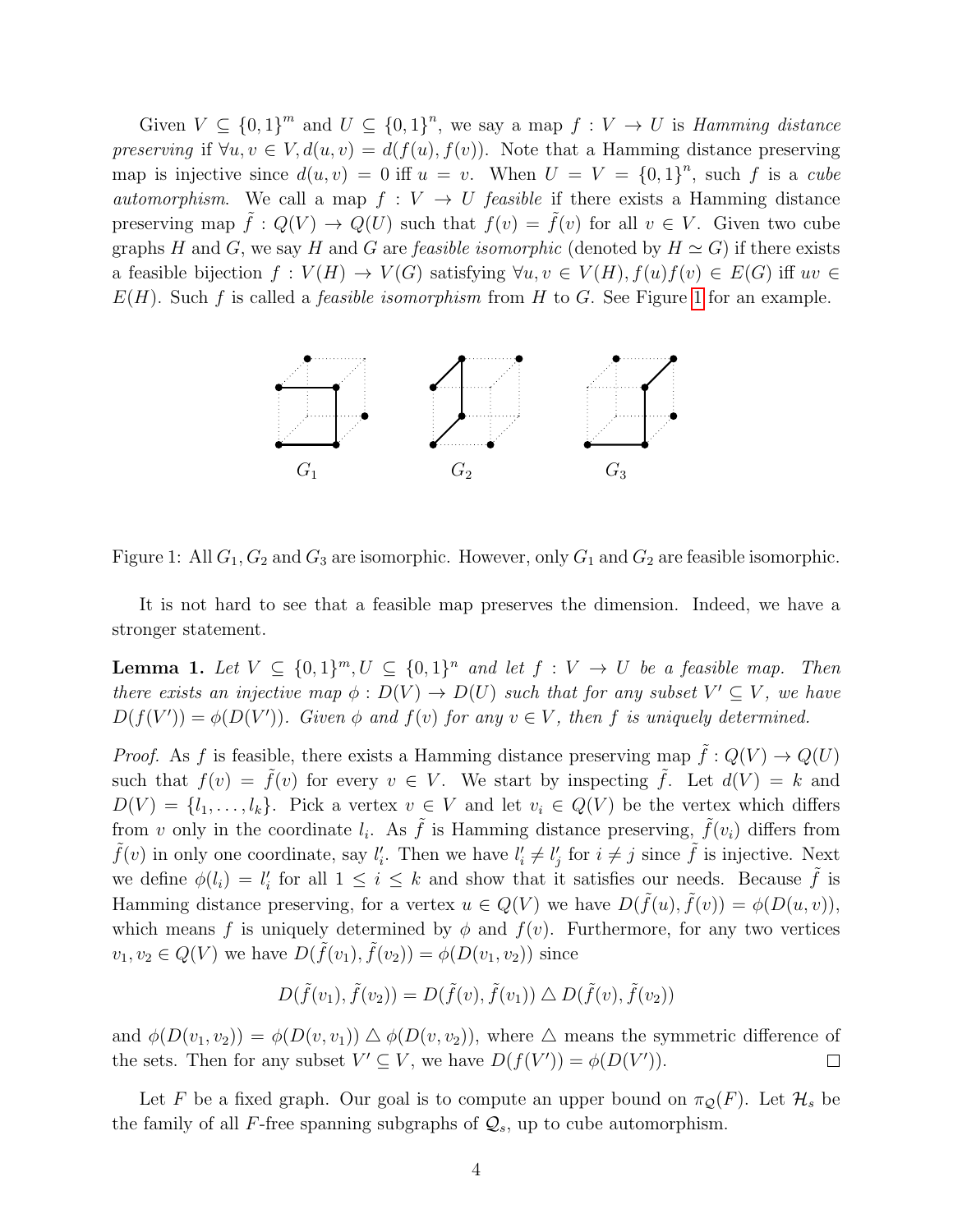Given $V \subseteq \{0,1\}^m$ and $U \subseteq \{0,1\}^n$, we say a map $f : V \to U$ is *Hamming distance preserving* if $\forall u, v \in V, d(u,v) = d(f(u), f(v))$. Note that a Hamming distance preserving map is injective since $d(u,v) = 0$ iff $u = v$. When $U = V = \{0,1\}^n$, such $f$ is a *cube automorphism*. We call a map $f : V \to U$ *feasible* if there exists a Hamming distance preserving map $\tilde{f} : Q(V) \to Q(U)$ such that $f(v) = \tilde{f}(v)$ for all $v \in V$. Given two cube graphs $H$ and $G$, we say $H$ and $G$ are *feasible isomorphic* (denoted by $H \simeq G$) if there exists a feasible bijection $f : V(H) \to V(G)$ satisfying $\forall u, v \in V(H), f(u)f(v) \in E(G)$ iff $uv \in E(H)$. Such $f$ is called a *feasible isomorphism* from $H$ to $G$. See Figure 1 for an example.

Figure 1: All $G_1, G_2$ and $G_3$ are isomorphic. However, only $G_1$ and $G_2$ are feasible isomorphic.

It is not hard to see that a feasible map preserves the dimension. Indeed, we have a stronger statement.

**Lemma 1.** *Let $V \subseteq \{0,1\}^m, U \subseteq \{0,1\}^n$ and let $f : V \to U$ be a feasible map. Then there exists an injective map $\phi : D(V) \to D(U)$ such that for any subset $V' \subseteq V$, we have $D(f(V')) = \phi(D(V'))$. Given $\phi$ and $f(v)$ for any $v \in V$, then $f$ is uniquely determined.*

*Proof.* As $f$ is feasible, there exists a Hamming distance preserving map $\tilde{f} : Q(V) \to Q(U)$ such that $f(v) = \tilde{f}(v)$ for every $v \in V$. We start by inspecting $\tilde{f}$. Let $d(V) = k$ and $D(V) = \{l_1, \ldots, l_k\}$. Pick a vertex $v \in V$ and let $v_i \in Q(V)$ be the vertex which differs from $v$ only in the coordinate $l_i$. As $\tilde{f}$ is Hamming distance preserving, $\tilde{f}(v_i)$ differs from $\tilde{f}(v)$ in only one coordinate, say $l'_i$. Then we have $l'_i \neq l'_j$ for $i \neq j$ since $\tilde{f}$ is injective. Next we define $\phi(l_i) = l'_i$ for all $1 \leq i \leq k$ and show that it satisfies our needs. Because $\tilde{f}$ is Hamming distance preserving, for a vertex $u \in Q(V)$ we have $D(\tilde{f}(u), \tilde{f}(v)) = \phi(D(u,v))$, which means $f$ is uniquely determined by $\phi$ and $f(v)$. Furthermore, for any two vertices $v_1, v_2 \in Q(V)$ we have $D(\tilde{f}(v_1), \tilde{f}(v_2)) = \phi(D(v_1, v_2))$ since

$$D(\tilde{f}(v_1), \tilde{f}(v_2)) = D(\tilde{f}(v), \tilde{f}(v_1)) \triangle D(\tilde{f}(v), \tilde{f}(v_2))$$

and $\phi(D(v_1, v_2)) = \phi(D(v, v_1)) \triangle \phi(D(v, v_2))$, where $\triangle$ means the symmetric difference of the sets. Then for any subset $V' \subseteq V$, we have $D(f(V')) = \phi(D(V'))$. $\square$

Let $F$ be a fixed graph. Our goal is to compute an upper bound on $\pi_{\mathcal{Q}}(F)$. Let $\mathcal{H}_s$ be the family of all $F$-free spanning subgraphs of $\mathcal{Q}_s$, up to cube automorphism.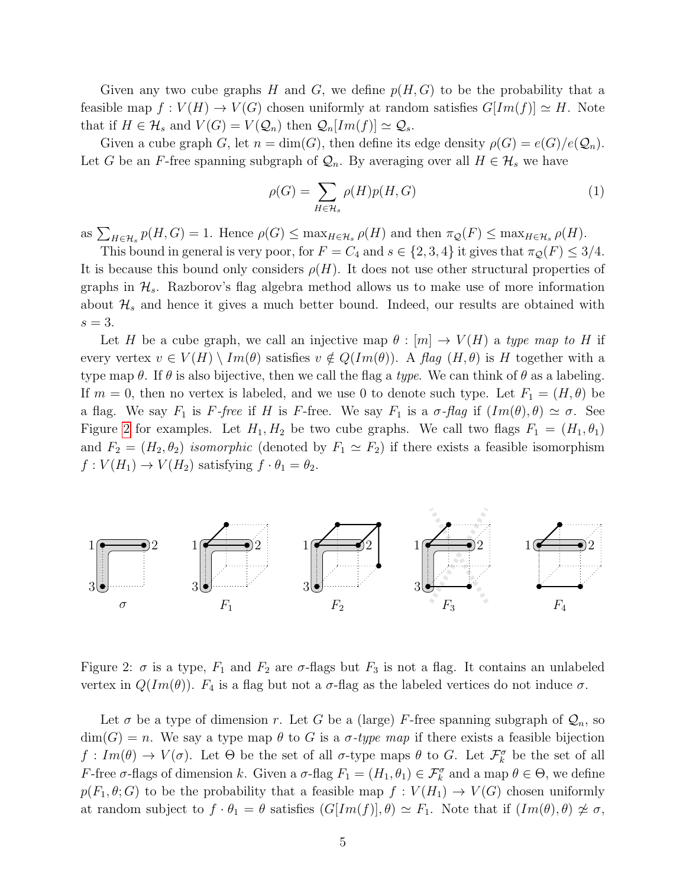Given any two cube graphs $H$ and $G$, we define $p(H, G)$ to be the probability that a feasible map $f : V(H) \to V(G)$ chosen uniformly at random satisfies $G[Im(f)] \simeq H$. Note that if $H \in \mathcal{H}_s$ and $V(G) = V(\mathcal{Q}_n)$ then $\mathcal{Q}_n[Im(f)] \simeq \mathcal{Q}_s$.

Given a cube graph $G$, let $n = \dim(G)$, then define its edge density $\rho(G) = e(G)/e(\mathcal{Q}_n)$. Let $G$ be an $F$-free spanning subgraph of $\mathcal{Q}_n$. By averaging over all $H \in \mathcal{H}_s$ we have

$$\rho(G) = \sum_{H \in \mathcal{H}_s} \rho(H)p(H, G) \tag{1}$$

as $\sum_{H \in \mathcal{H}_s} p(H, G) = 1$. Hence $\rho(G) \leq \max_{H \in \mathcal{H}_s} \rho(H)$ and then $\pi_{\mathcal{Q}}(F) \leq \max_{H \in \mathcal{H}_s} \rho(H)$.

This bound in general is very poor, for $F = C_4$ and $s \in \{2, 3, 4\}$ it gives that $\pi_{\mathcal{Q}}(F) \leq 3/4$. It is because this bound only considers $\rho(H)$. It does not use other structural properties of graphs in $\mathcal{H}_s$. Razborov's flag algebra method allows us to make use of more information about $\mathcal{H}_s$ and hence it gives a much better bound. Indeed, our results are obtained with $s = 3$.

Let $H$ be a cube graph, we call an injective map $\theta : [m] \to V(H)$ a *type map to $H$* if every vertex $v \in V(H) \setminus Im(\theta)$ satisfies $v \notin Q(Im(\theta))$. A *flag* $(H, \theta)$ is $H$ together with a type map $\theta$. If $\theta$ is also bijective, then we call the flag a *type*. We can think of $\theta$ as a labeling. If $m = 0$, then no vertex is labeled, and we use 0 to denote such type. Let $F_1 = (H, \theta)$ be a flag. We say $F_1$ is *$F$-free* if $H$ is $F$-free. We say $F_1$ is a *$\sigma$-flag* if $(Im(\theta), \theta) \simeq \sigma$. See Figure 2 for examples. Let $H_1, H_2$ be two cube graphs. We call two flags $F_1 = (H_1, \theta_1)$ and $F_2 = (H_2, \theta_2)$ *isomorphic* (denoted by $F_1 \simeq F_2$) if there exists a feasible isomorphism $f : V(H_1) \to V(H_2)$ satisfying $f \cdot \theta_1 = \theta_2$.

Figure 2: $\sigma$ is a type, $F_1$ and $F_2$ are $\sigma$-flags but $F_3$ is not a flag. It contains an unlabeled vertex in $Q(Im(\theta))$. $F_4$ is a flag but not a $\sigma$-flag as the labeled vertices do not induce $\sigma$.

Let $\sigma$ be a type of dimension $r$. Let $G$ be a (large) $F$-free spanning subgraph of $\mathcal{Q}_n$, so $\dim(G) = n$. We say a type map $\theta$ to $G$ is a *$\sigma$-type map* if there exists a feasible bijection $f : Im(\theta) \to V(\sigma)$. Let $\Theta$ be the set of all $\sigma$-type maps $\theta$ to $G$. Let $\mathcal{F}_k^\sigma$ be the set of all $F$-free $\sigma$-flags of dimension $k$. Given a $\sigma$-flag $F_1 = (H_1, \theta_1) \in \mathcal{F}_k^\sigma$ and a map $\theta \in \Theta$, we define $p(F_1, \theta; G)$ to be the probability that a feasible map $f : V(H_1) \to V(G)$ chosen uniformly at random subject to $f \cdot \theta_1 = \theta$ satisfies $(G[Im(f)], \theta) \simeq F_1$. Note that if $(Im(\theta), \theta) \not\simeq \sigma$,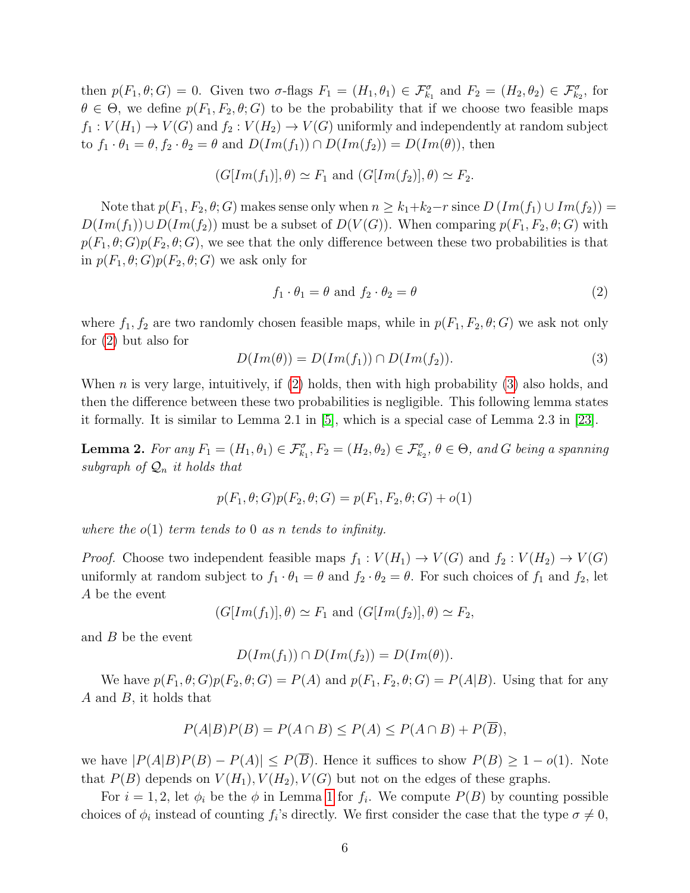then $p(F_1, \theta; G) = 0$. Given two $\sigma$-flags $F_1 = (H_1, \theta_1) \in \mathcal{F}^\sigma_{k_1}$ and $F_2 = (H_2, \theta_2) \in \mathcal{F}^\sigma_{k_2}$, for $\theta \in \Theta$, we define $p(F_1, F_2, \theta; G)$ to be the probability that if we choose two feasible maps $f_1 : V(H_1) \to V(G)$ and $f_2 : V(H_2) \to V(G)$ uniformly and independently at random subject to $f_1 \cdot \theta_1 = \theta, f_2 \cdot \theta_2 = \theta$ and $D(Im(f_1)) \cap D(Im(f_2)) = D(Im(\theta))$, then

$$(G[Im(f_1)], \theta) \simeq F_1 \text{ and } (G[Im(f_2)], \theta) \simeq F_2.$$

Note that $p(F_1, F_2, \theta; G)$ makes sense only when $n \geq k_1 + k_2 - r$ since $D\left(Im(f_1) \cup Im(f_2)\right) = D(Im(f_1)) \cup D(Im(f_2))$ must be a subset of $D(V(G))$. When comparing $p(F_1, F_2, \theta; G)$ with $p(F_1, \theta; G)p(F_2, \theta; G)$, we see that the only difference between these two probabilities is that in $p(F_1, \theta; G)p(F_2, \theta; G)$ we ask only for

$$f_1 \cdot \theta_1 = \theta \text{ and } f_2 \cdot \theta_2 = \theta \tag{2}$$

where $f_1, f_2$ are two randomly chosen feasible maps, while in $p(F_1, F_2, \theta; G)$ we ask not only for (2) but also for

$$D(Im(\theta)) = D(Im(f_1)) \cap D(Im(f_2)). \tag{3}$$

When $n$ is very large, intuitively, if (2) holds, then with high probability (3) also holds, and then the difference between these two probabilities is negligible. This following lemma states it formally. It is similar to Lemma 2.1 in [5], which is a special case of Lemma 2.3 in [23].

**Lemma 2.** *For any $F_1 = (H_1, \theta_1) \in \mathcal{F}^\sigma_{k_1}$, $F_2 = (H_2, \theta_2) \in \mathcal{F}^\sigma_{k_2}$, $\theta \in \Theta$, and $G$ being a spanning subgraph of $\mathcal{Q}_n$ it holds that*

$$p(F_1, \theta; G)p(F_2, \theta; G) = p(F_1, F_2, \theta; G) + o(1)$$

*where the $o(1)$ term tends to 0 as $n$ tends to infinity.*

*Proof.* Choose two independent feasible maps $f_1 : V(H_1) \to V(G)$ and $f_2 : V(H_2) \to V(G)$ uniformly at random subject to $f_1 \cdot \theta_1 = \theta$ and $f_2 \cdot \theta_2 = \theta$. For such choices of $f_1$ and $f_2$, let $A$ be the event

$$(G[Im(f_1)], \theta) \simeq F_1 \text{ and } (G[Im(f_2)], \theta) \simeq F_2,$$

and $B$ be the event

$$D(Im(f_1)) \cap D(Im(f_2)) = D(Im(\theta)).$$

We have $p(F_1, \theta; G)p(F_2, \theta; G) = P(A)$ and $p(F_1, F_2, \theta; G) = P(A|B)$. Using that for any $A$ and $B$, it holds that

$$P(A|B)P(B) = P(A \cap B) \leq P(A) \leq P(A \cap B) + P(\overline{B}),$$

we have $|P(A|B)P(B) - P(A)| \leq P(\overline{B})$. Hence it suffices to show $P(B) \geq 1 - o(1)$. Note that $P(B)$ depends on $V(H_1), V(H_2), V(G)$ but not on the edges of these graphs.

For $i = 1, 2$, let $\phi_i$ be the $\phi$ in Lemma 1 for $f_i$. We compute $P(B)$ by counting possible choices of $\phi_i$ instead of counting $f_i$'s directly. We first consider the case that the type $\sigma \neq 0$,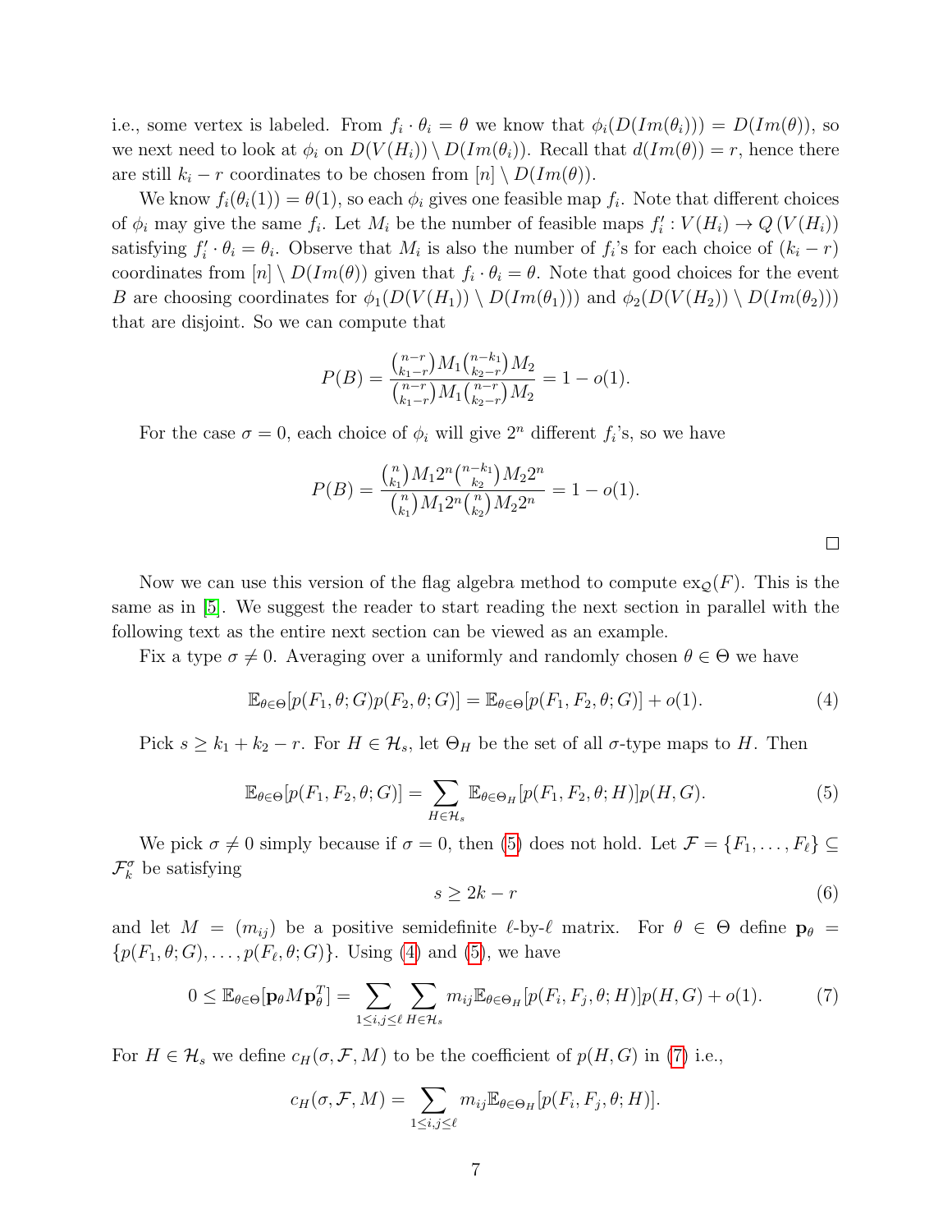i.e., some vertex is labeled. From $f_i \cdot \theta_i = \theta$ we know that $\phi_i(D(Im(\theta_i))) = D(Im(\theta))$, so we next need to look at $\phi_i$ on $D(V(H_i)) \setminus D(Im(\theta_i))$. Recall that $d(Im(\theta)) = r$, hence there are still $k_i - r$ coordinates to be chosen from $[n] \setminus D(Im(\theta))$.

We know $f_i(\theta_i(1)) = \theta(1)$, so each $\phi_i$ gives one feasible map $f_i$. Note that different choices of $\phi_i$ may give the same $f_i$. Let $M_i$ be the number of feasible maps $f'_i : V(H_i) \to Q\,(V(H_i))$ satisfying $f'_i \cdot \theta_i = \theta_i$. Observe that $M_i$ is also the number of $f_i$'s for each choice of $(k_i - r)$ coordinates from $[n] \setminus D(Im(\theta))$ given that $f_i \cdot \theta_i = \theta$. Note that good choices for the event $B$ are choosing coordinates for $\phi_1(D(V(H_1)) \setminus D(Im(\theta_1)))$ and $\phi_2(D(V(H_2)) \setminus D(Im(\theta_2)))$ that are disjoint. So we can compute that

$$P(B) = \frac{\binom{n-r}{k_1-r} M_1 \binom{n-k_1}{k_2-r} M_2}{\binom{n-r}{k_1-r} M_1 \binom{n-r}{k_2-r} M_2} = 1 - o(1).$$

For the case $\sigma = 0$, each choice of $\phi_i$ will give $2^n$ different $f_i$'s, so we have

$$P(B) = \frac{\binom{n}{k_1} M_1 2^n \binom{n-k_1}{k_2} M_2 2^n}{\binom{n}{k_1} M_1 2^n \binom{n}{k_2} M_2 2^n} = 1 - o(1).$$

□

Now we can use this version of the flag algebra method to compute $\mathrm{ex}_{\mathcal{Q}}(F)$. This is the same as in [5]. We suggest the reader to start reading the next section in parallel with the following text as the entire next section can be viewed as an example.

Fix a type $\sigma \neq 0$. Averaging over a uniformly and randomly chosen $\theta \in \Theta$ we have

$$\mathbb{E}_{\theta \in \Theta}[p(F_1, \theta; G) p(F_2, \theta; G)] = \mathbb{E}_{\theta \in \Theta}[p(F_1, F_2, \theta; G)] + o(1). \tag{4}$$

Pick $s \geq k_1 + k_2 - r$. For $H \in \mathcal{H}_s$, let $\Theta_H$ be the set of all $\sigma$-type maps to $H$. Then

$$\mathbb{E}_{\theta \in \Theta}[p(F_1, F_2, \theta; G)] = \sum_{H \in \mathcal{H}_s} \mathbb{E}_{\theta \in \Theta_H}[p(F_1, F_2, \theta; H)] p(H, G). \tag{5}$$

We pick $\sigma \neq 0$ simply because if $\sigma = 0$, then (5) does not hold. Let $\mathcal{F} = \{F_1, \ldots, F_\ell\} \subseteq \mathcal{F}_k^\sigma$ be satisfying

$$s \geq 2k - r \tag{6}$$

and let $M = (m_{ij})$ be a positive semidefinite $\ell$-by-$\ell$ matrix. For $\theta \in \Theta$ define $\mathbf{p}_\theta = \{p(F_1, \theta; G), \ldots, p(F_\ell, \theta; G)\}$. Using (4) and (5), we have

$$0 \leq \mathbb{E}_{\theta \in \Theta}[\mathbf{p}_\theta M \mathbf{p}_\theta^T] = \sum_{1 \leq i,j \leq \ell} \sum_{H \in \mathcal{H}_s} m_{ij} \mathbb{E}_{\theta \in \Theta_H}[p(F_i, F_j, \theta; H)] p(H, G) + o(1). \tag{7}$$

For $H \in \mathcal{H}_s$ we define $c_H(\sigma, \mathcal{F}, M)$ to be the coefficient of $p(H, G)$ in (7) i.e.,

$$c_H(\sigma, \mathcal{F}, M) = \sum_{1 \leq i,j \leq \ell} m_{ij} \mathbb{E}_{\theta \in \Theta_H}[p(F_i, F_j, \theta; H)].$$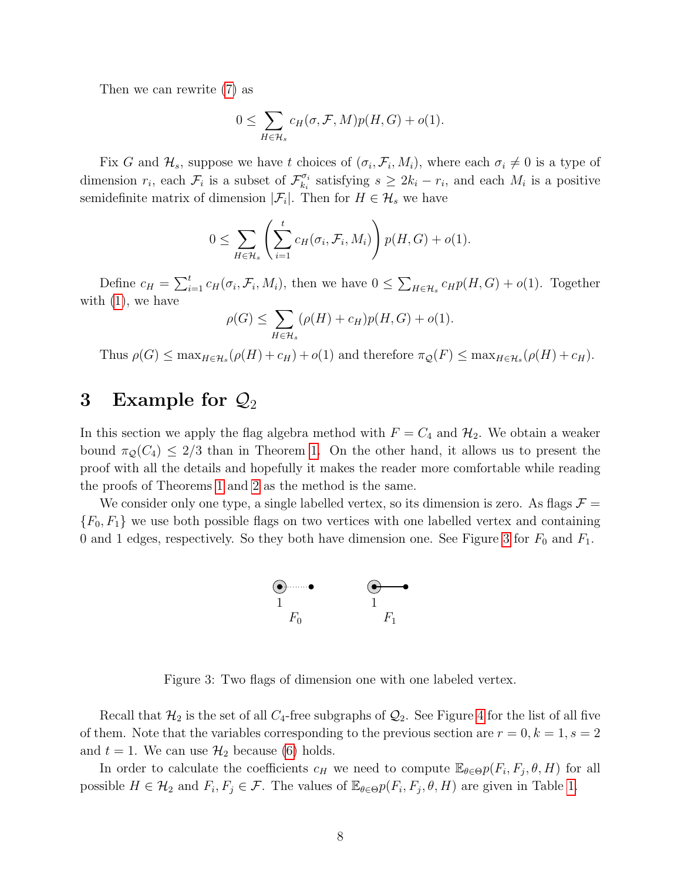Then we can rewrite (7) as

$$0 \le \sum_{H \in \mathcal{H}_s} c_H(\sigma, \mathcal{F}, M) p(H, G) + o(1).$$

Fix $G$ and $\mathcal{H}_s$, suppose we have $t$ choices of $(\sigma_i, \mathcal{F}_i, M_i)$, where each $\sigma_i \neq 0$ is a type of dimension $r_i$, each $\mathcal{F}_i$ is a subset of $\mathcal{F}_{k_i}^{\sigma_i}$ satisfying $s \ge 2k_i - r_i$, and each $M_i$ is a positive semidefinite matrix of dimension $|\mathcal{F}_i|$. Then for $H \in \mathcal{H}_s$ we have

$$0 \le \sum_{H \in \mathcal{H}_s} \left( \sum_{i=1}^{t} c_H(\sigma_i, \mathcal{F}_i, M_i) \right) p(H, G) + o(1).$$

Define $c_H = \sum_{i=1}^{t} c_H(\sigma_i, \mathcal{F}_i, M_i)$, then we have $0 \le \sum_{H \in \mathcal{H}_s} c_H p(H, G) + o(1)$. Together with (1), we have

$$\rho(G) \le \sum_{H \in \mathcal{H}_s} (\rho(H) + c_H) p(H, G) + o(1).$$

Thus $\rho(G) \le \max_{H \in \mathcal{H}_s} (\rho(H) + c_H) + o(1)$ and therefore $\pi_{\mathcal{Q}}(F) \le \max_{H \in \mathcal{H}_s} (\rho(H) + c_H)$.

# 3 Example for $\mathcal{Q}_2$

In this section we apply the flag algebra method with $F = C_4$ and $\mathcal{H}_2$. We obtain a weaker bound $\pi_{\mathcal{Q}}(C_4) \le 2/3$ than in Theorem 1. On the other hand, it allows us to present the proof with all the details and hopefully it makes the reader more comfortable while reading the proofs of Theorems 1 and 2 as the method is the same.

We consider only one type, a single labelled vertex, so its dimension is zero. As flags $\mathcal{F} = \{F_0, F_1\}$ we use both possible flags on two vertices with one labelled vertex and containing 0 and 1 edges, respectively. So they both have dimension one. See Figure 3 for $F_0$ and $F_1$.

Figure 3: Two flags of dimension one with one labeled vertex.

Recall that $\mathcal{H}_2$ is the set of all $C_4$-free subgraphs of $\mathcal{Q}_2$. See Figure 4 for the list of all five of them. Note that the variables corresponding to the previous section are $r = 0, k = 1, s = 2$ and $t = 1$. We can use $\mathcal{H}_2$ because (6) holds.

In order to calculate the coefficients $c_H$ we need to compute $\mathbb{E}_{\theta \in \Theta} p(F_i, F_j, \theta, H)$ for all possible $H \in \mathcal{H}_2$ and $F_i, F_j \in \mathcal{F}$. The values of $\mathbb{E}_{\theta \in \Theta} p(F_i, F_j, \theta, H)$ are given in Table 1.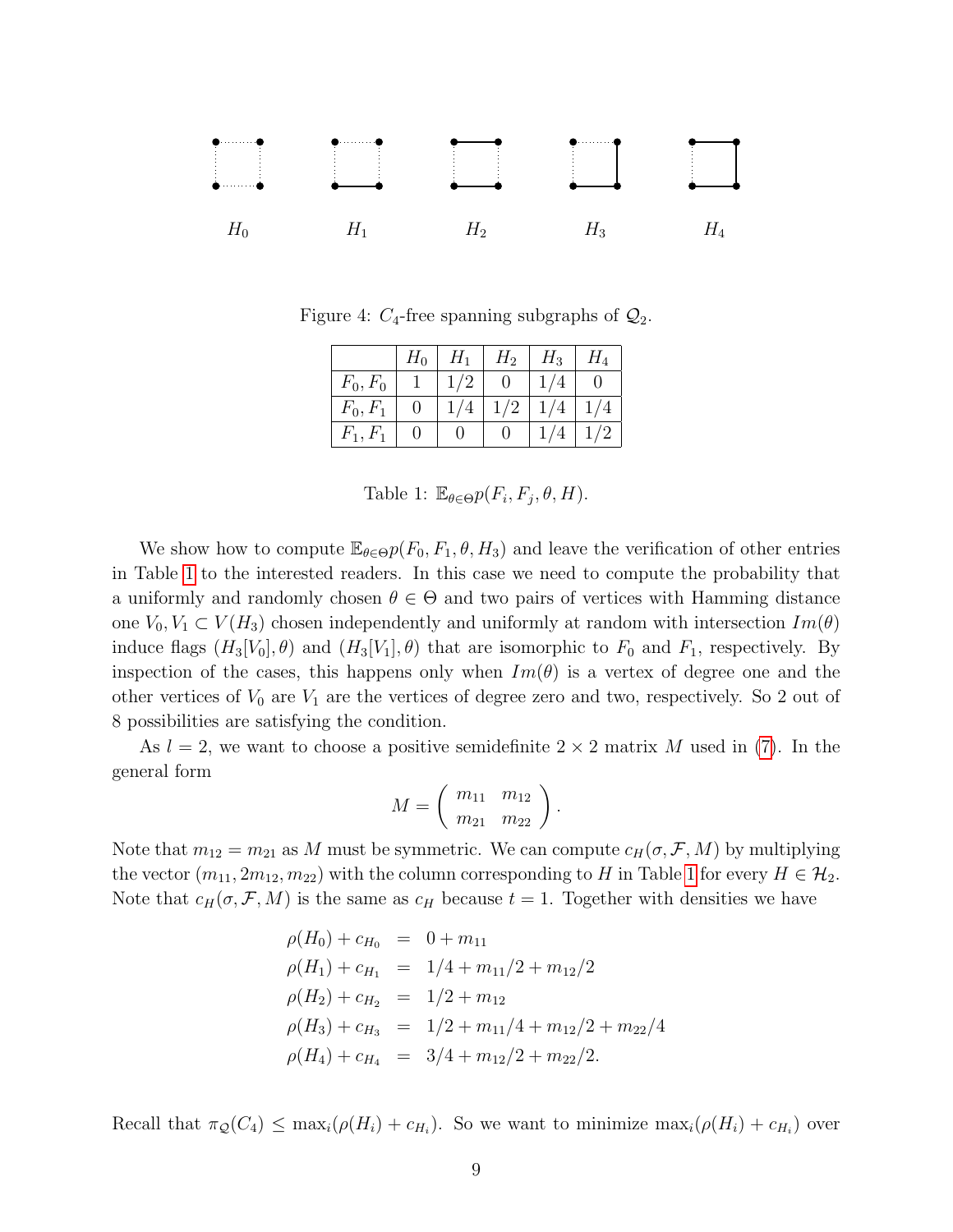$H_0$ $H_1$ $H_2$ $H_3$ $H_4$

Figure 4: $C_4$-free spanning subgraphs of $\mathcal{Q}_2$.

| | $H_0$ | $H_1$ | $H_2$ | $H_3$ | $H_4$ |
|---|---|---|---|---|---|
| $F_0, F_0$ | 1 | 1/2 | 0 | 1/4 | 0 |
| $F_0, F_1$ | 0 | 1/4 | 1/2 | 1/4 | 1/4 |
| $F_1, F_1$ | 0 | 0 | 0 | 1/4 | 1/2 |

Table 1: $\mathbb{E}_{\theta\in\Theta}p(F_i, F_j, \theta, H)$.

We show how to compute $\mathbb{E}_{\theta\in\Theta}p(F_0, F_1, \theta, H_3)$ and leave the verification of other entries in Table 1 to the interested readers. In this case we need to compute the probability that a uniformly and randomly chosen $\theta \in \Theta$ and two pairs of vertices with Hamming distance one $V_0, V_1 \subset V(H_3)$ chosen independently and uniformly at random with intersection $Im(\theta)$ induce flags $(H_3[V_0], \theta)$ and $(H_3[V_1], \theta)$ that are isomorphic to $F_0$ and $F_1$, respectively. By inspection of the cases, this happens only when $Im(\theta)$ is a vertex of degree one and the other vertices of $V_0$ are $V_1$ are the vertices of degree zero and two, respectively. So 2 out of 8 possibilities are satisfying the condition.

As $l = 2$, we want to choose a positive semidefinite $2 \times 2$ matrix $M$ used in (7). In the general form

$$M = \begin{pmatrix} m_{11} & m_{12} \\ m_{21} & m_{22} \end{pmatrix}.$$

Note that $m_{12} = m_{21}$ as $M$ must be symmetric. We can compute $c_H(\sigma, \mathcal{F}, M)$ by multiplying the vector $(m_{11}, 2m_{12}, m_{22})$ with the column corresponding to $H$ in Table 1 for every $H \in \mathcal{H}_2$. Note that $c_H(\sigma, \mathcal{F}, M)$ is the same as $c_H$ because $t = 1$. Together with densities we have

$$\begin{aligned}
\rho(H_0) + c_{H_0} &= 0 + m_{11} \\
\rho(H_1) + c_{H_1} &= 1/4 + m_{11}/2 + m_{12}/2 \\
\rho(H_2) + c_{H_2} &= 1/2 + m_{12} \\
\rho(H_3) + c_{H_3} &= 1/2 + m_{11}/4 + m_{12}/2 + m_{22}/4 \\
\rho(H_4) + c_{H_4} &= 3/4 + m_{12}/2 + m_{22}/2.
\end{aligned}$$

Recall that $\pi_{\mathcal{Q}}(C_4) \leq \max_i(\rho(H_i) + c_{H_i})$. So we want to minimize $\max_i(\rho(H_i) + c_{H_i})$ over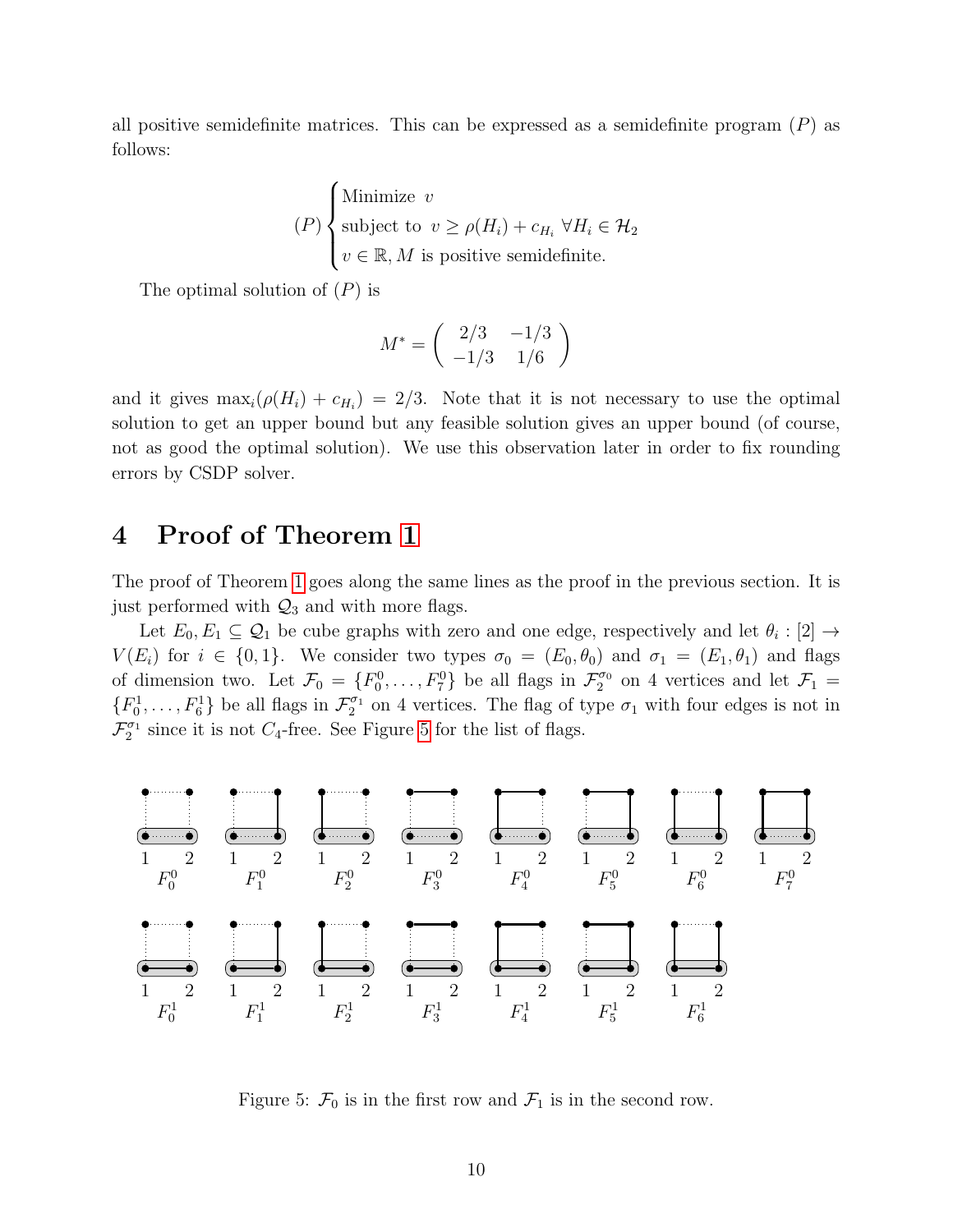all positive semidefinite matrices. This can be expressed as a semidefinite program $(P)$ as follows:

$$
(P)\begin{cases}\text{Minimize } \ v \\ \text{subject to } \ v \geq \rho(H_i) + c_{H_i} \ \forall H_i \in \mathcal{H}_2 \\ v \in \mathbb{R}, M \text{ is positive semidefinite.}\end{cases}
$$

The optimal solution of $(P)$ is

$$
M^* = \begin{pmatrix} 2/3 & -1/3 \\ -1/3 & 1/6 \end{pmatrix}
$$

and it gives $\max_i(\rho(H_i) + c_{H_i}) = 2/3$. Note that it is not necessary to use the optimal solution to get an upper bound but any feasible solution gives an upper bound (of course, not as good the optimal solution). We use this observation later in order to fix rounding errors by CSDP solver.

# 4 Proof of Theorem 1

The proof of Theorem 1 goes along the same lines as the proof in the previous section. It is just performed with $\mathcal{Q}_3$ and with more flags.

Let $E_0, E_1 \subseteq \mathcal{Q}_1$ be cube graphs with zero and one edge, respectively and let $\theta_i : [2] \to V(E_i)$ for $i \in \{0, 1\}$. We consider two types $\sigma_0 = (E_0, \theta_0)$ and $\sigma_1 = (E_1, \theta_1)$ and flags of dimension two. Let $\mathcal{F}_0 = \{F_0^0, \dots, F_7^0\}$ be all flags in $\mathcal{F}_2^{\sigma_0}$ on 4 vertices and let $\mathcal{F}_1 = \{F_0^1, \dots, F_6^1\}$ be all flags in $\mathcal{F}_2^{\sigma_1}$ on 4 vertices. The flag of type $\sigma_1$ with four edges is not in $\mathcal{F}_2^{\sigma_1}$ since it is not $C_4$-free. See Figure 5 for the list of flags.

Figure 5: $\mathcal{F}_0$ is in the first row and $\mathcal{F}_1$ is in the second row.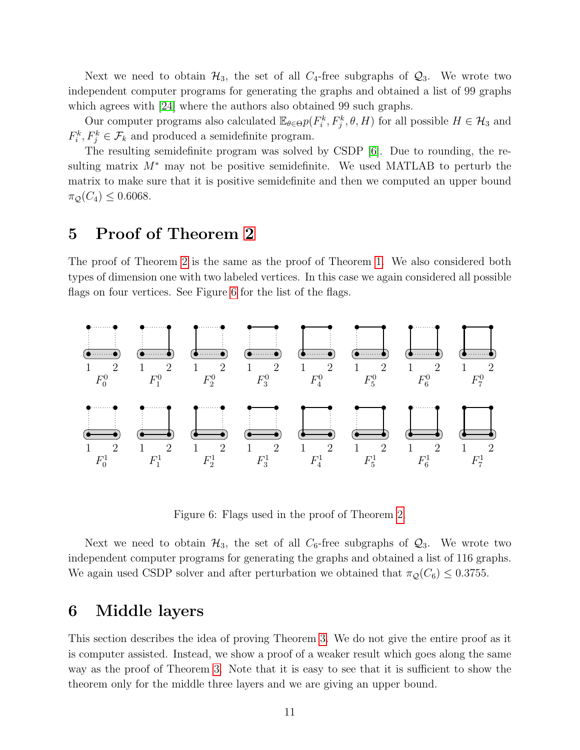Next we need to obtain $\mathcal{H}_3$, the set of all $C_4$-free subgraphs of $\mathcal{Q}_3$. We wrote two independent computer programs for generating the graphs and obtained a list of 99 graphs which agrees with [24] where the authors also obtained 99 such graphs.

Our computer programs also calculated $\mathbb{E}_{\theta\in\Theta} p(F_i^k, F_j^k, \theta, H)$ for all possible $H \in \mathcal{H}_3$ and $F_i^k, F_j^k \in \mathcal{F}_k$ and produced a semidefinite program.

The resulting semidefinite program was solved by CSDP [6]. Due to rounding, the resulting matrix $M^*$ may not be positive semidefinite. We used MATLAB to perturb the matrix to make sure that it is positive semidefinite and then we computed an upper bound $\pi_{\mathcal{Q}}(C_4) \leq 0.6068$.

## 5 Proof of Theorem 2

The proof of Theorem 2 is the same as the proof of Theorem 1. We also considered both types of dimension one with two labeled vertices. In this case we again considered all possible flags on four vertices. See Figure 6 for the list of the flags.

Figure 6: Flags used in the proof of Theorem 2.

Next we need to obtain $\mathcal{H}_3$, the set of all $C_6$-free subgraphs of $\mathcal{Q}_3$. We wrote two independent computer programs for generating the graphs and obtained a list of 116 graphs. We again used CSDP solver and after perturbation we obtained that $\pi_{\mathcal{Q}}(C_6) \leq 0.3755$.

## 6 Middle layers

This section describes the idea of proving Theorem 3. We do not give the entire proof as it is computer assisted. Instead, we show a proof of a weaker result which goes along the same way as the proof of Theorem 3. Note that it is easy to see that it is sufficient to show the theorem only for the middle three layers and we are giving an upper bound.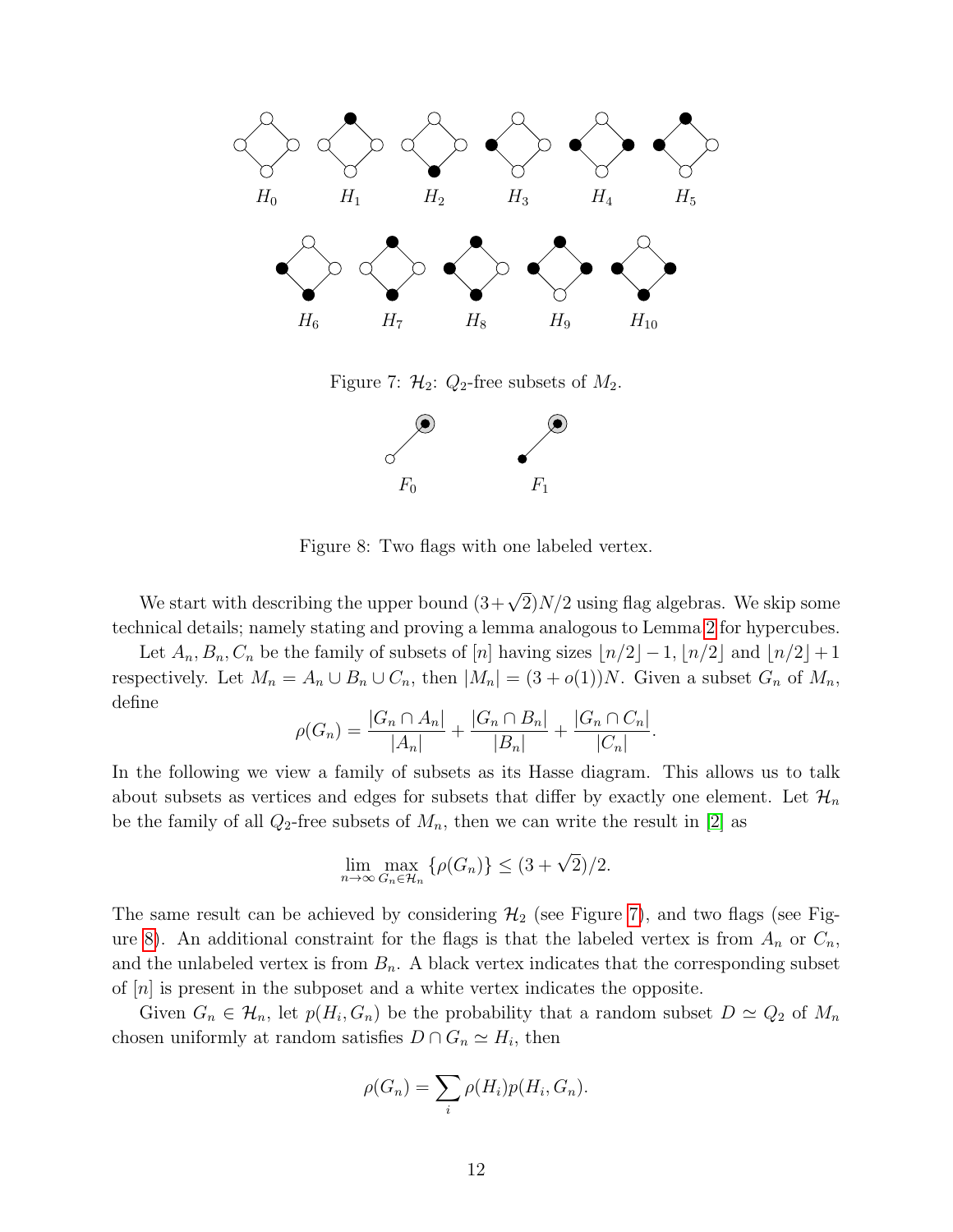Figure 7: $\mathcal{H}_2$: $Q_2$-free subsets of $M_2$.

Figure 8: Two flags with one labeled vertex.

We start with describing the upper bound $(3+\sqrt{2})N/2$ using flag algebras. We skip some technical details; namely stating and proving a lemma analogous to Lemma 2 for hypercubes.

Let $A_n, B_n, C_n$ be the family of subsets of $[n]$ having sizes $\lfloor n/2 \rfloor - 1$, $\lfloor n/2 \rfloor$ and $\lfloor n/2 \rfloor + 1$ respectively. Let $M_n = A_n \cup B_n \cup C_n$, then $|M_n| = (3+o(1))N$. Given a subset $G_n$ of $M_n$, define

$$\rho(G_n) = \frac{|G_n \cap A_n|}{|A_n|} + \frac{|G_n \cap B_n|}{|B_n|} + \frac{|G_n \cap C_n|}{|C_n|}.$$

In the following we view a family of subsets as its Hasse diagram. This allows us to talk about subsets as vertices and edges for subsets that differ by exactly one element. Let $\mathcal{H}_n$ be the family of all $Q_2$-free subsets of $M_n$, then we can write the result in [2] as

$$\lim_{n\to\infty} \max_{G_n \in \mathcal{H}_n} \{\rho(G_n)\} \le (3+\sqrt{2})/2.$$

The same result can be achieved by considering $\mathcal{H}_2$ (see Figure 7), and two flags (see Figure 8). An additional constraint for the flags is that the labeled vertex is from $A_n$ or $C_n$, and the unlabeled vertex is from $B_n$. A black vertex indicates that the corresponding subset of $[n]$ is present in the subposet and a white vertex indicates the opposite.

Given $G_n \in \mathcal{H}_n$, let $p(H_i, G_n)$ be the probability that a random subset $D \simeq Q_2$ of $M_n$ chosen uniformly at random satisfies $D \cap G_n \simeq H_i$, then

$$\rho(G_n) = \sum_i \rho(H_i) p(H_i, G_n).$$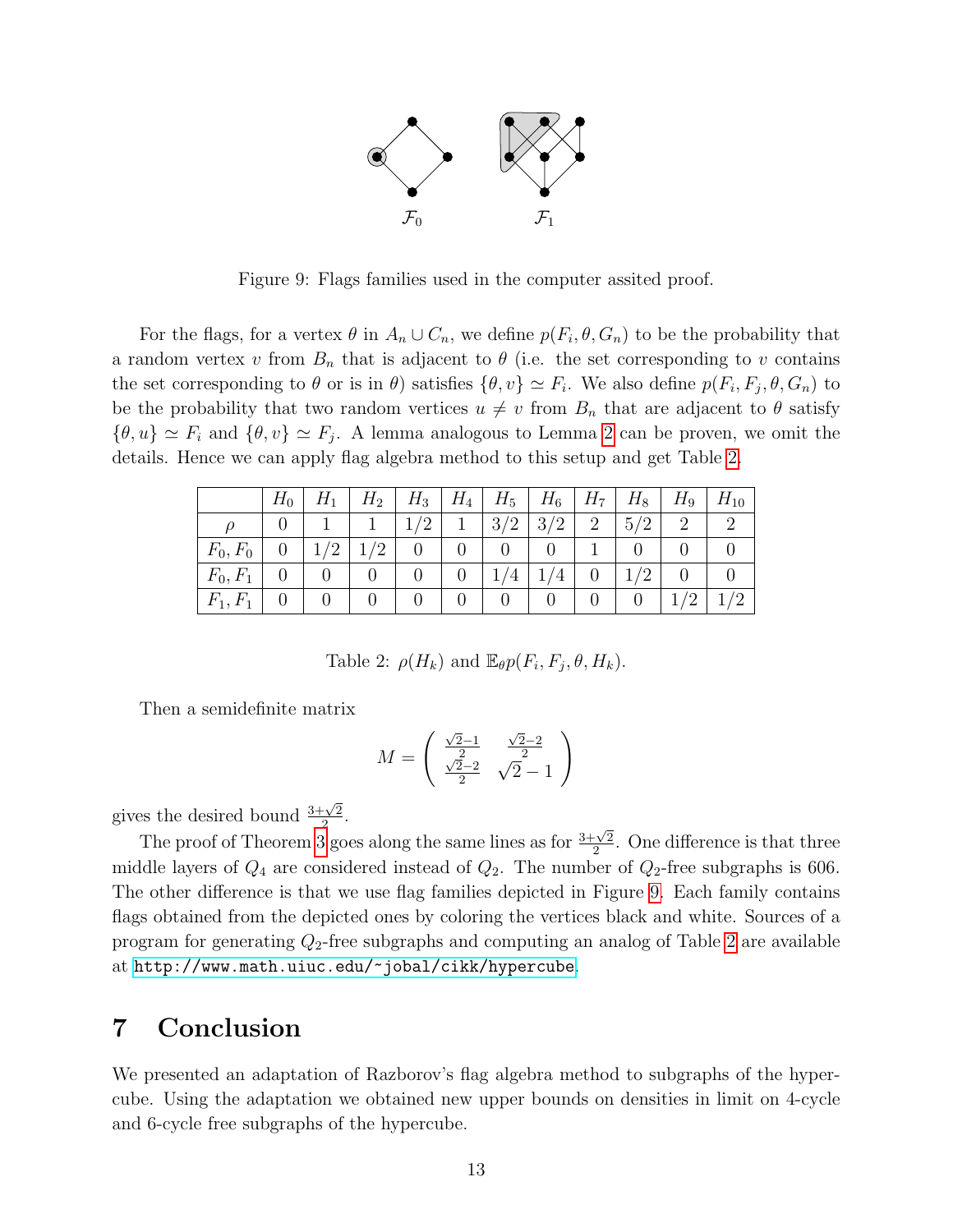$\mathcal{F}_0$ $\mathcal{F}_1$

Figure 9: Flags families used in the computer assited proof.

For the flags, for a vertex $\theta$ in $A_n \cup C_n$, we define $p(F_i, \theta, G_n)$ to be the probability that a random vertex $v$ from $B_n$ that is adjacent to $\theta$ (i.e. the set corresponding to $v$ contains the set corresponding to $\theta$ or is in $\theta$) satisfies $\{\theta, v\} \simeq F_i$. We also define $p(F_i, F_j, \theta, G_n)$ to be the probability that two random vertices $u \neq v$ from $B_n$ that are adjacent to $\theta$ satisfy $\{\theta, u\} \simeq F_i$ and $\{\theta, v\} \simeq F_j$. A lemma analogous to Lemma 2 can be proven, we omit the details. Hence we can apply flag algebra method to this setup and get Table 2.

| | $H_0$ | $H_1$ | $H_2$ | $H_3$ | $H_4$ | $H_5$ | $H_6$ | $H_7$ | $H_8$ | $H_9$ | $H_{10}$ |
|---|---|---|---|---|---|---|---|---|---|---|---|
| $\rho$ | 0 | 1 | 1 | 1/2 | 1 | 3/2 | 3/2 | 2 | 5/2 | 2 | 2 |
| $F_0, F_0$ | 0 | 1/2 | 1/2 | 0 | 0 | 0 | 0 | 1 | 0 | 0 | 0 |
| $F_0, F_1$ | 0 | 0 | 0 | 0 | 0 | 1/4 | 1/4 | 0 | 1/2 | 0 | 0 |
| $F_1, F_1$ | 0 | 0 | 0 | 0 | 0 | 0 | 0 | 0 | 0 | 1/2 | 1/2 |

Table 2: $\rho(H_k)$ and $\mathbb{E}_\theta p(F_i, F_j, \theta, H_k)$.

Then a semidefinite matrix

$$M = \begin{pmatrix} \frac{\sqrt{2}-1}{2} & \frac{\sqrt{2}-2}{2} \\ \frac{\sqrt{2}-2}{2} & \sqrt{2}-1 \end{pmatrix}$$

gives the desired bound $\frac{3+\sqrt{2}}{2}$.

The proof of Theorem 3 goes along the same lines as for $\frac{3+\sqrt{2}}{2}$. One difference is that three middle layers of $Q_4$ are considered instead of $Q_2$. The number of $Q_2$-free subgraphs is 606. The other difference is that we use flag families depicted in Figure 9. Each family contains flags obtained from the depicted ones by coloring the vertices black and white. Sources of a program for generating $Q_2$-free subgraphs and computing an analog of Table 2 are available at http://www.math.uiuc.edu/~jobal/cikk/hypercube.

# 7 Conclusion

We presented an adaptation of Razborov's flag algebra method to subgraphs of the hypercube. Using the adaptation we obtained new upper bounds on densities in limit on 4-cycle and 6-cycle free subgraphs of the hypercube.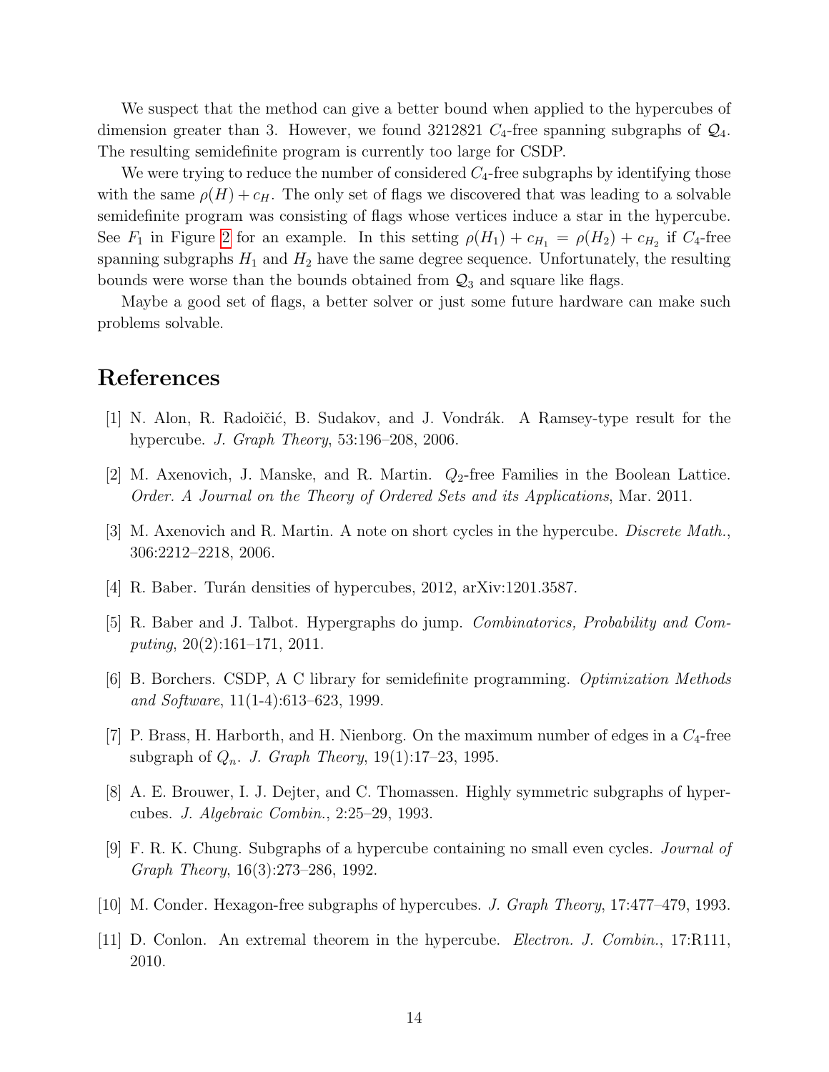We suspect that the method can give a better bound when applied to the hypercubes of dimension greater than 3. However, we found 3212821 $C_4$-free spanning subgraphs of $\mathcal{Q}_4$. The resulting semidefinite program is currently too large for CSDP.

We were trying to reduce the number of considered $C_4$-free subgraphs by identifying those with the same $\rho(H) + c_H$. The only set of flags we discovered that was leading to a solvable semidefinite program was consisting of flags whose vertices induce a star in the hypercube. See $F_1$ in Figure 2 for an example. In this setting $\rho(H_1) + c_{H_1} = \rho(H_2) + c_{H_2}$ if $C_4$-free spanning subgraphs $H_1$ and $H_2$ have the same degree sequence. Unfortunately, the resulting bounds were worse than the bounds obtained from $\mathcal{Q}_3$ and square like flags.

Maybe a good set of flags, a better solver or just some future hardware can make such problems solvable.

# References

[1] N. Alon, R. Radoičić, B. Sudakov, and J. Vondrák. A Ramsey-type result for the hypercube. *J. Graph Theory*, 53:196–208, 2006.

[2] M. Axenovich, J. Manske, and R. Martin. $Q_2$-free Families in the Boolean Lattice. *Order. A Journal on the Theory of Ordered Sets and its Applications*, Mar. 2011.

[3] M. Axenovich and R. Martin. A note on short cycles in the hypercube. *Discrete Math.*, 306:2212–2218, 2006.

[4] R. Baber. Turán densities of hypercubes, 2012, arXiv:1201.3587.

[5] R. Baber and J. Talbot. Hypergraphs do jump. *Combinatorics, Probability and Computing*, 20(2):161–171, 2011.

[6] B. Borchers. CSDP, A C library for semidefinite programming. *Optimization Methods and Software*, 11(1-4):613–623, 1999.

[7] P. Brass, H. Harborth, and H. Nienborg. On the maximum number of edges in a $C_4$-free subgraph of $Q_n$. *J. Graph Theory*, 19(1):17–23, 1995.

[8] A. E. Brouwer, I. J. Dejter, and C. Thomassen. Highly symmetric subgraphs of hypercubes. *J. Algebraic Combin.*, 2:25–29, 1993.

[9] F. R. K. Chung. Subgraphs of a hypercube containing no small even cycles. *Journal of Graph Theory*, 16(3):273–286, 1992.

[10] M. Conder. Hexagon-free subgraphs of hypercubes. *J. Graph Theory*, 17:477–479, 1993.

[11] D. Conlon. An extremal theorem in the hypercube. *Electron. J. Combin.*, 17:R111, 2010.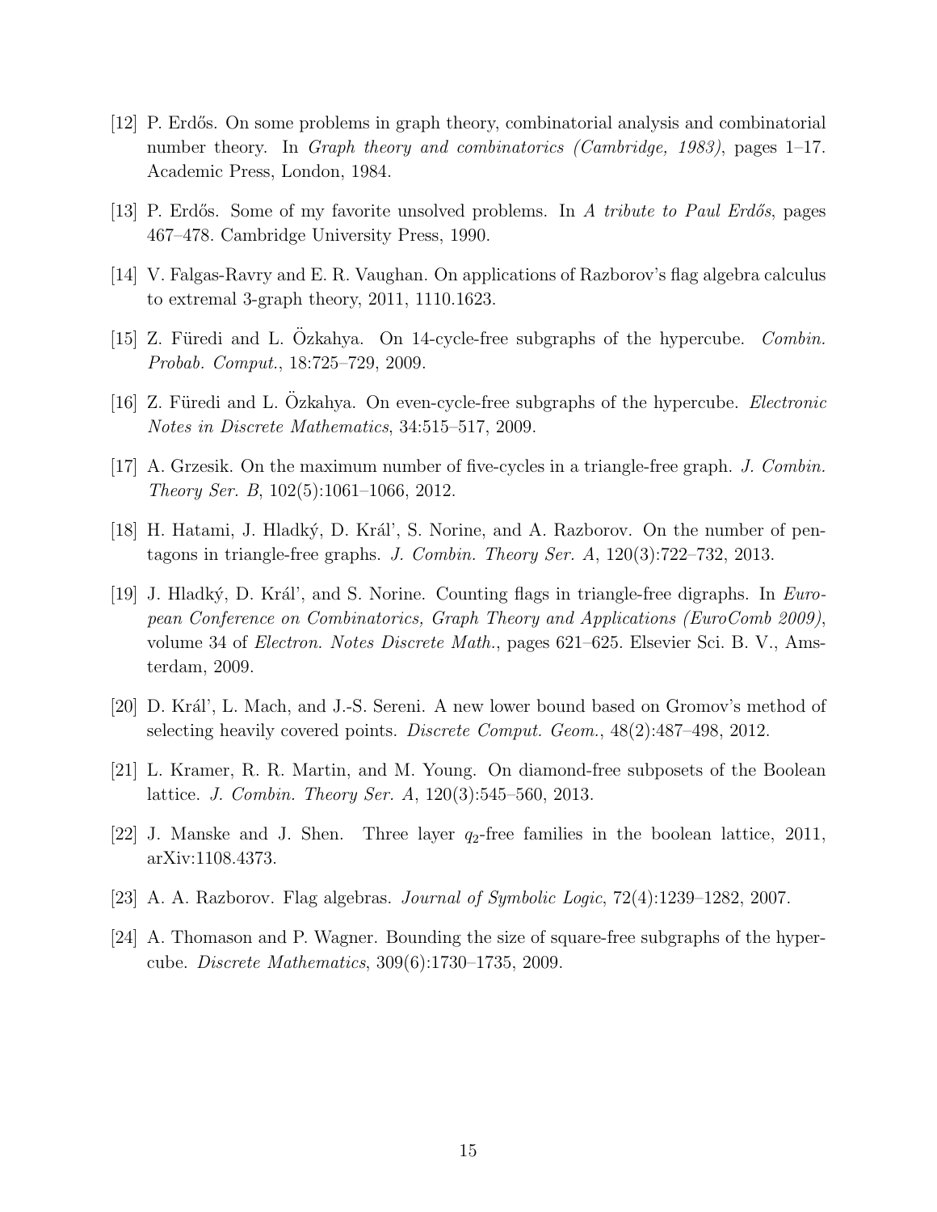[12] P. Erdős. On some problems in graph theory, combinatorial analysis and combinatorial number theory. In *Graph theory and combinatorics (Cambridge, 1983)*, pages 1–17. Academic Press, London, 1984.

[13] P. Erdős. Some of my favorite unsolved problems. In *A tribute to Paul Erdős*, pages 467–478. Cambridge University Press, 1990.

[14] V. Falgas-Ravry and E. R. Vaughan. On applications of Razborov's flag algebra calculus to extremal 3-graph theory, 2011, 1110.1623.

[15] Z. Füredi and L. Özkahya. On 14-cycle-free subgraphs of the hypercube. *Combin. Probab. Comput.*, 18:725–729, 2009.

[16] Z. Füredi and L. Özkahya. On even-cycle-free subgraphs of the hypercube. *Electronic Notes in Discrete Mathematics*, 34:515–517, 2009.

[17] A. Grzesik. On the maximum number of five-cycles in a triangle-free graph. *J. Combin. Theory Ser. B*, 102(5):1061–1066, 2012.

[18] H. Hatami, J. Hladký, D. Kráľ, S. Norine, and A. Razborov. On the number of pentagons in triangle-free graphs. *J. Combin. Theory Ser. A*, 120(3):722–732, 2013.

[19] J. Hladký, D. Kráľ, and S. Norine. Counting flags in triangle-free digraphs. In *European Conference on Combinatorics, Graph Theory and Applications (EuroComb 2009)*, volume 34 of *Electron. Notes Discrete Math.*, pages 621–625. Elsevier Sci. B. V., Amsterdam, 2009.

[20] D. Kráľ, L. Mach, and J.-S. Sereni. A new lower bound based on Gromov's method of selecting heavily covered points. *Discrete Comput. Geom.*, 48(2):487–498, 2012.

[21] L. Kramer, R. R. Martin, and M. Young. On diamond-free subposets of the Boolean lattice. *J. Combin. Theory Ser. A*, 120(3):545–560, 2013.

[22] J. Manske and J. Shen. Three layer $q_2$-free families in the boolean lattice, 2011, arXiv:1108.4373.

[23] A. A. Razborov. Flag algebras. *Journal of Symbolic Logic*, 72(4):1239–1282, 2007.

[24] A. Thomason and P. Wagner. Bounding the size of square-free subgraphs of the hypercube. *Discrete Mathematics*, 309(6):1730–1735, 2009.